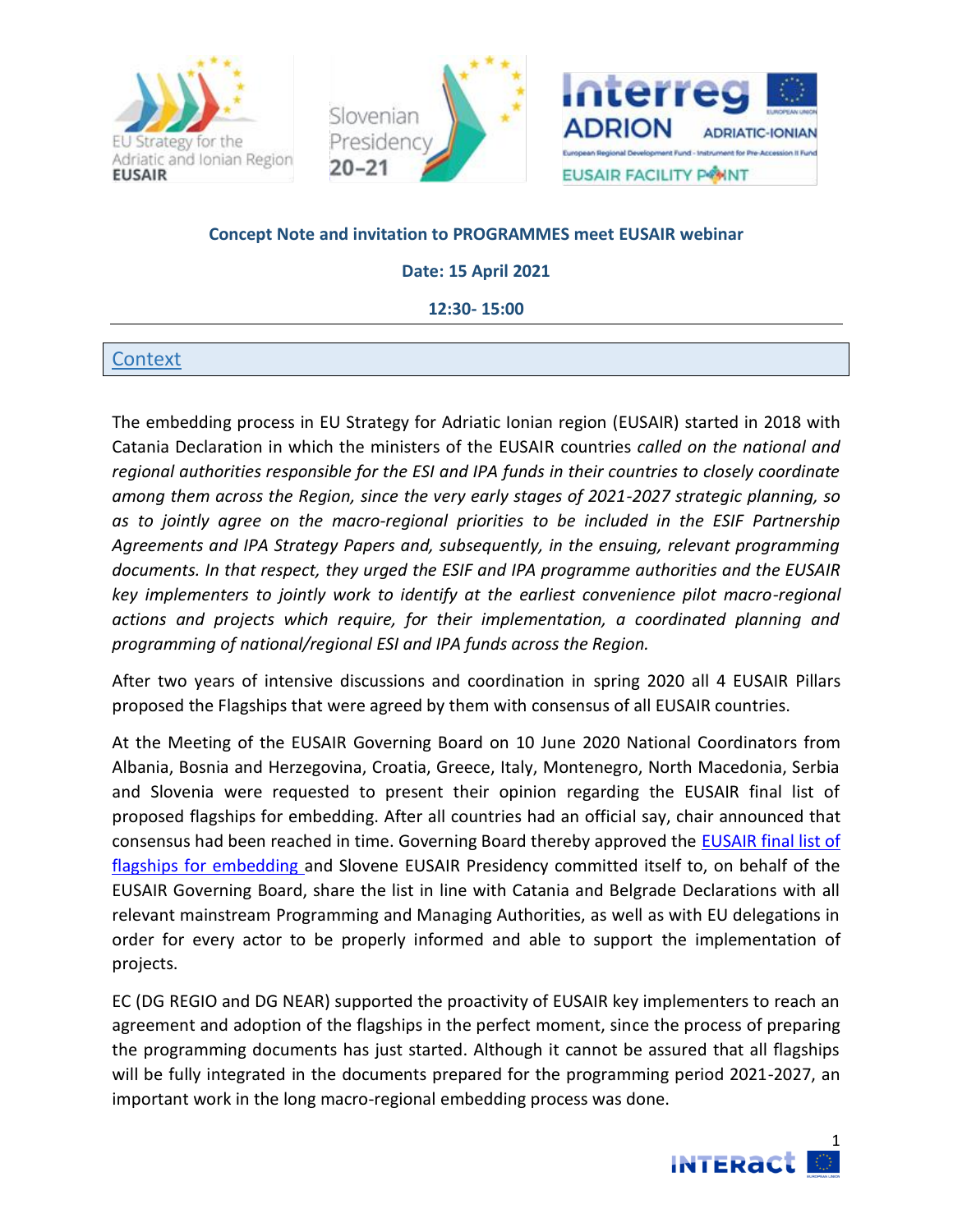**Concept Note and invitation to PROGRAMMES meet EUSAIR webinar**

**Date: 15 April 2021**

**12:30- 15:00**

## Context

The embedding process in EU Strategy for Adriatic Ionian region (EUSAIR) started in 2018 with Catania Declaration in which the ministers of the EUSAIR countries *called on the national and regional authorities responsible for the ESI and IPA funds in their countries to closely coordinate among them across the Region, since the very early stages of 2021-2027 strategic planning, so as to jointly agree on the macro-regional priorities to be included in the ESIF Partnership Agreements and IPA Strategy Papers and, subsequently, in the ensuing, relevant programming documents. In that respect, they urged the ESIF and IPA programme authorities and the EUSAIR key implementers to jointly work to identify at the earliest convenience pilot macro-regional actions and projects which require, for their implementation, a coordinated planning and programming of national/regional ESI and IPA funds across the Region.*

After two years of intensive discussions and coordination in spring 2020 all 4 EUSAIR Pillars proposed the Flagships that were agreed by them with consensus of all EUSAIR countries.

At the Meeting of the EUSAIR Governing Board on 10 June 2020 National Coordinators from Albania, Bosnia and Herzegovina, Croatia, Greece, Italy, Montenegro, North Macedonia, Serbia and Slovenia were requested to present their opinion regarding the EUSAIR final list of proposed flagships for embedding. After all countries had an official say, chair announced that consensus had been reached in time. Governing Board thereby approved the EUSAIR final list of flagships for embedding and Slovene EUSAIR Presidency committed itself to, on behalf of the EUSAIR Governing Board, share the list in line with Catania and Belgrade Declarations with all relevant mainstream Programming and Managing Authorities, as well as with EU delegations in order for every actor to be properly informed and able to support the implementation of projects.

EC (DG REGIO and DG NEAR) supported the proactivity of EUSAIR key implementers to reach an agreement and adoption of the flagships in the perfect moment, since the process of preparing the programming documents has just started. Although it cannot be assured that all flagships will be fully integrated in the documents prepared for the programming period 2021-2027, an important work in the long macro-regional embedding process was done.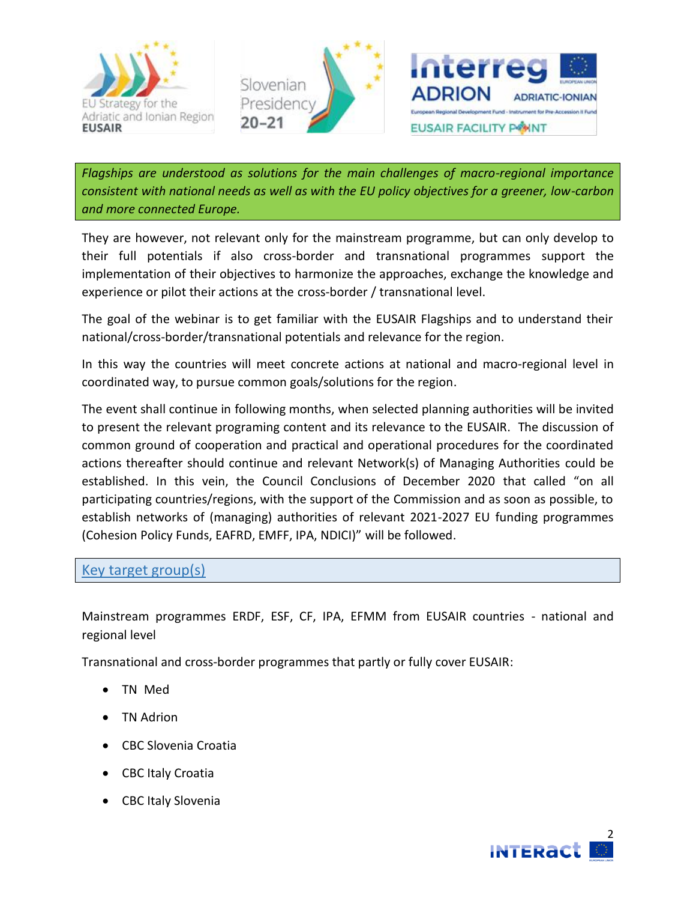*Flagships are understood as solutions for the main challenges of macro-regional importance consistent with national needs as well as with the EU policy objectives for a greener, low-carbon and more connected Europe.*

They are however, not relevant only for the mainstream programme, but can only develop to their full potentials if also cross-border and transnational programmes support the implementation of their objectives to harmonize the approaches, exchange the knowledge and experience or pilot their actions at the cross-border / transnational level.

The goal of the webinar is to get familiar with the EUSAIR Flagships and to understand their national/cross-border/transnational potentials and relevance for the region.

In this way the countries will meet concrete actions at national and macro-regional level in coordinated way, to pursue common goals/solutions for the region.

The event shall continue in following months, when selected planning authorities will be invited to present the relevant programing content and its relevance to the EUSAIR. The discussion of common ground of cooperation and practical and operational procedures for the coordinated actions thereafter should continue and relevant Network(s) of Managing Authorities could be established. In this vein, the Council Conclusions of December 2020 that called "on all participating countries/regions, with the support of the Commission and as soon as possible, to establish networks of (managing) authorities of relevant 2021-2027 EU funding programmes (Cohesion Policy Funds, EAFRD, EMFF, IPA, NDICI)" will be followed.

## Key target group(s)

Mainstream programmes ERDF, ESF, CF, IPA, EFMM from EUSAIR countries - national and regional level

Transnational and cross-border programmes that partly or fully cover EUSAIR:

- TN Med
- TN Adrion
- CBC Slovenia Croatia
- CBC Italy Croatia
- CBC Italy Slovenia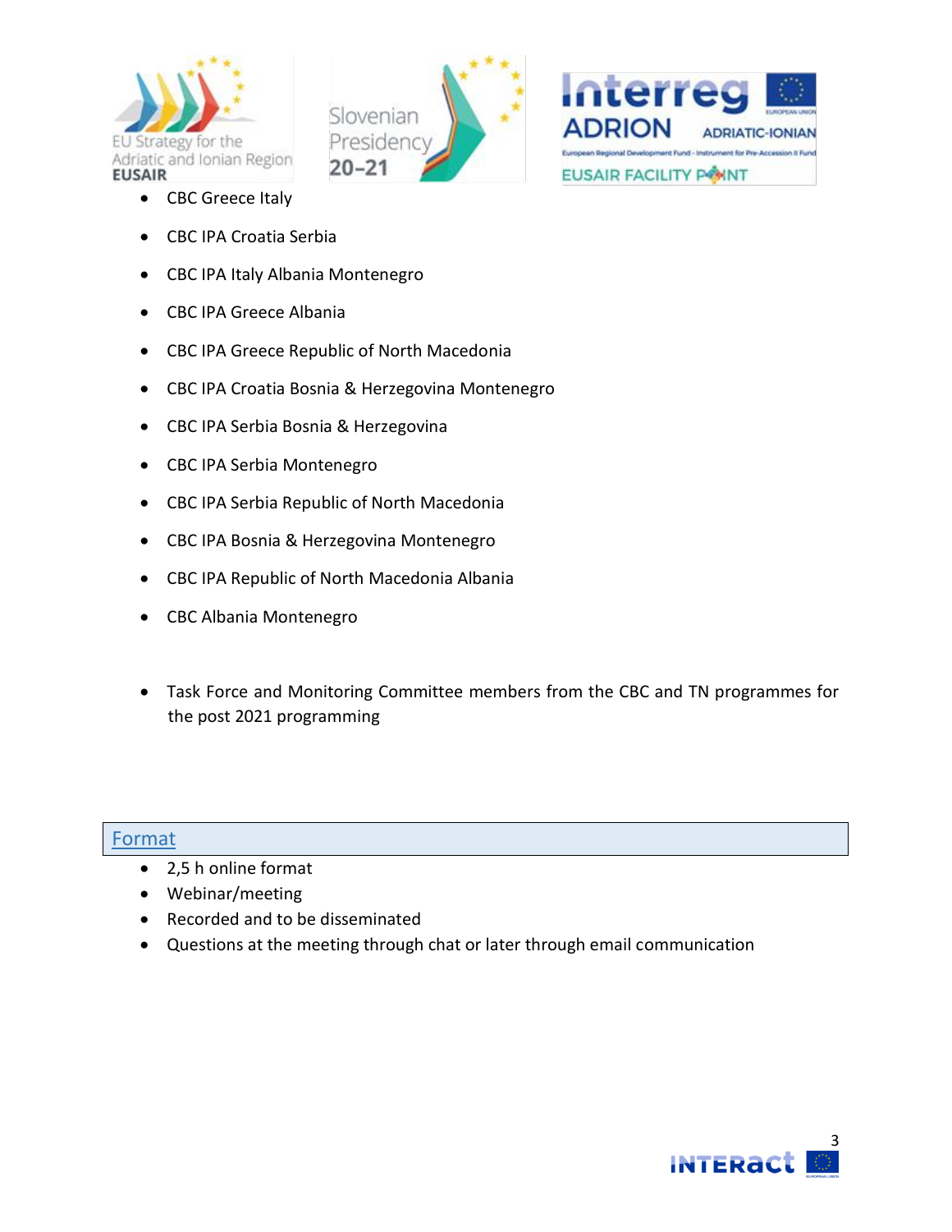- CBC Greece Italy
- CBC IPA Croatia Serbia
- CBC IPA Italy Albania Montenegro
- CBC IPA Greece Albania
- CBC IPA Greece Republic of North Macedonia
- CBC IPA Croatia Bosnia & Herzegovina Montenegro
- CBC IPA Serbia Bosnia & Herzegovina
- CBC IPA Serbia Montenegro
- CBC IPA Serbia Republic of North Macedonia
- CBC IPA Bosnia & Herzegovina Montenegro
- CBC IPA Republic of North Macedonia Albania
- CBC Albania Montenegro

- Task Force and Monitoring Committee members from the CBC and TN programmes for the post 2021 programming

## Format

- 2,5 h online format
- Webinar/meeting
- Recorded and to be disseminated
- Questions at the meeting through chat or later through email communication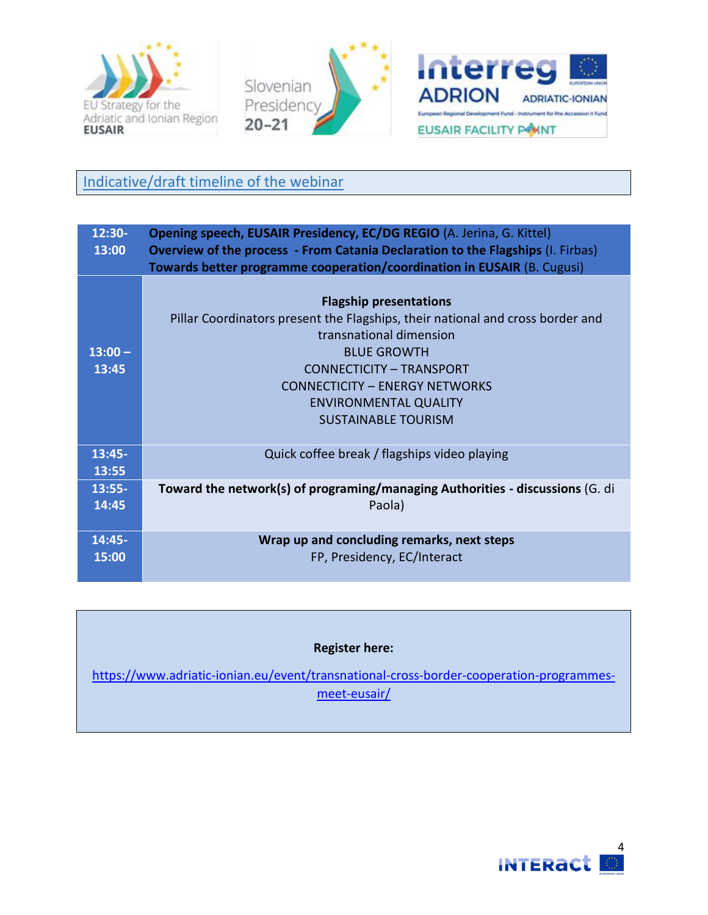## Indicative/draft timeline of the webinar

| | |
|---|---|
| 12:30-13:00 | **Opening speech, EUSAIR Presidency, EC/DG REGIO** (A. Jerina, G. Kittel) **Overview of the process - From Catania Declaration to the Flagships** (I. Firbas) **Towards better programme cooperation/coordination in EUSAIR** (B. Cugusi) |
| 13:00 – 13:45 | **Flagship presentations** Pillar Coordinators present the Flagships, their national and cross border and transnational dimension BLUE GROWTH CONNECTICITY – TRANSPORT CONNECTICITY – ENERGY NETWORKS ENVIRONMENTAL QUALITY SUSTAINABLE TOURISM |
| 13:45-13:55 | Quick coffee break / flagships video playing |
| 13:55-14:45 | **Toward the network(s) of programing/managing Authorities - discussions** (G. di Paola) |
| 14:45-15:00 | **Wrap up and concluding remarks, next steps** FP, Presidency, EC/Interact |

**Register here:**

https://www.adriatic-ionian.eu/event/transnational-cross-border-cooperation-programmes-meet-eusair/